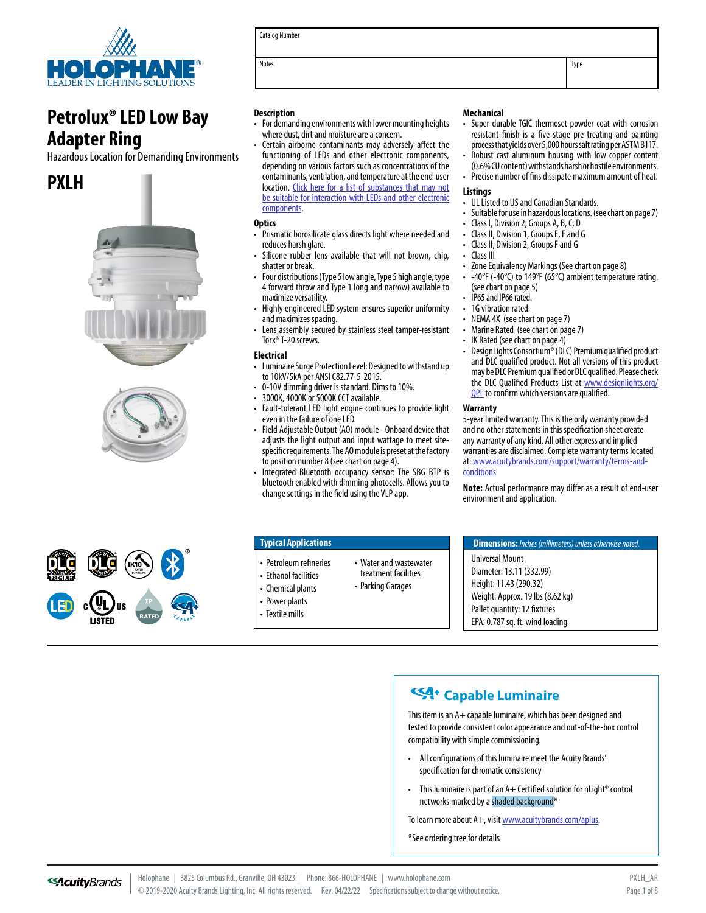# Petrolux® LED Low Bay Adapter Ring

Hazardous Location for Demanding Environments

## PXLH

| Catalog Number | |
|---|---|
| Notes | Type |

### Description

- For demanding environments with lower mounting heights where dust, dirt and moisture are a concern.
- Certain airborne contaminants may adversely affect the functioning of LEDs and other electronic components, depending on various factors such as concentrations of the contaminants, ventilation, and temperature at the end-user location. Click here for a list of substances that may not be suitable for interaction with LEDs and other electronic components.

### Optics

- Prismatic borosilicate glass directs light where needed and reduces harsh glare.
- Silicone rubber lens available that will not brown, chip, shatter or break.
- Four distributions (Type 5 low angle, Type 5 high angle, type 4 forward throw and Type 1 long and narrow) available to maximize versatility.
- Highly engineered LED system ensures superior uniformity and maximizes spacing.
- Lens assembly secured by stainless steel tamper-resistant Torx® T-20 screws.

### Electrical

- Luminaire Surge Protection Level: Designed to withstand up to 10kV/5kA per ANSI C82.77-5-2015.
- 0-10V dimming driver is standard. Dims to 10%.
- 3000K, 4000K or 5000K CCT available.
- Fault-tolerant LED light engine continues to provide light even in the failure of one LED.
- Field Adjustable Output (AO) module - Onboard device that adjusts the light output and input wattage to meet site-specific requirements. The AO module is preset at the factory to position number 8 (see chart on page 4).
- Integrated Bluetooth occupancy sensor: The SBG BTP is bluetooth enabled with dimming photocells. Allows you to change settings in the field using the VLP app.

### Mechanical

- Super durable TGIC thermoset powder coat with corrosion resistant finish is a five-stage pre-treating and painting process that yields over 5,000 hours salt rating per ASTM B117.
- Robust cast aluminum housing with low copper content (0.6% CU content) withstands harsh or hostile environments.
- Precise number of fins dissipate maximum amount of heat.

### Listings

- UL Listed to US and Canadian Standards.
- Suitable for use in hazardous locations. (see chart on page 7)
- Class I, Division 2, Groups A, B, C, D
- Class II, Division 1, Groups E, F and G
- Class II, Division 2, Groups F and G
- Class III
- Zone Equivalency Markings (See chart on page 8)
- -40°F (-40°C) to 149°F (65°C) ambient temperature rating. (see chart on page 5)
- IP65 and IP66 rated.
- 1G vibration rated.
- NEMA 4X (see chart on page 7)
- Marine Rated (see chart on page 7)
- IK Rated (see chart on page 4)
- DesignLights Consortium® (DLC) Premium qualified product and DLC qualified product. Not all versions of this product may be DLC Premium qualified or DLC qualified. Please check the DLC Qualified Products List at www.designlights.org/QPL to confirm which versions are qualified.

### Warranty

5-year limited warranty. This is the only warranty provided and no other statements in this specification sheet create any warranty of any kind. All other express and implied warranties are disclaimed. Complete warranty terms located at: www.acuitybrands.com/support/warranty/terms-and-conditions

**Note:** Actual performance may differ as a result of end-user environment and application.

### Typical Applications

- Petroleum refineries
- Ethanol facilities
- Chemical plants
- Power plants
- Textile mills
- Water and wastewater treatment facilities
- Parking Garages

### Dimensions: *Inches (millimeters) unless otherwise noted.*

Universal Mount
Diameter: 13.11 (332.99)
Height: 11.43 (290.32)
Weight: Approx. 19 lbs (8.62 kg)
Pallet quantity: 12 fixtures
EPA: 0.787 sq. ft. wind loading

### A+ Capable Luminaire

This item is an A+ capable luminaire, which has been designed and tested to provide consistent color appearance and out-of-the-box control compatibility with simple commissioning.

- All configurations of this luminaire meet the Acuity Brands' specification for chromatic consistency
- This luminaire is part of an A+ Certified solution for nLight® control networks marked by a shaded background*

To learn more about A+, visit www.acuitybrands.com/aplus.

*See ordering tree for details

Holophane | 3825 Columbus Rd., Granville, OH 43023 | Phone: 866-HOLOPHANE | www.holophane.com
© 2019-2020 Acuity Brands Lighting, Inc. All rights reserved. Rev. 04/22/22 Specifications subject to change without notice.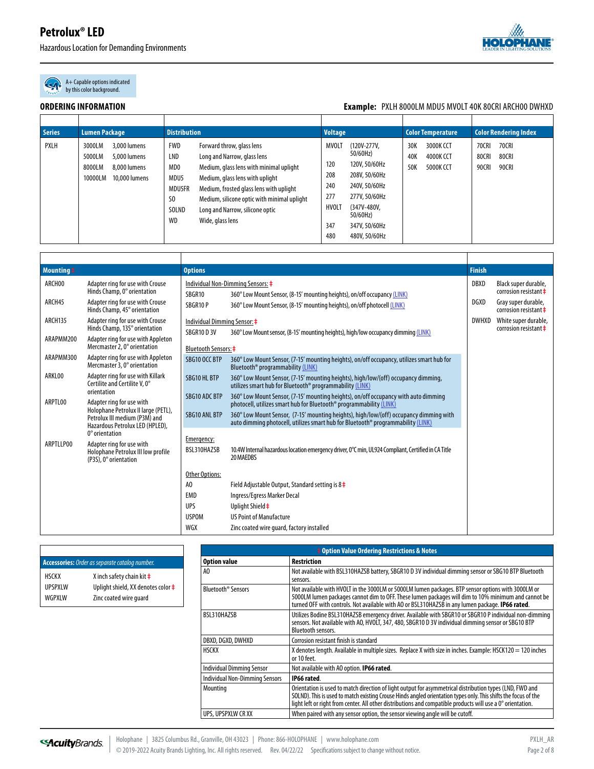A+ Capable options indicated by this color background.

## ORDERING INFORMATION

**Example:** PXLH 8000LM MDU5 MVOLT 40K 80CRI ARCH00 DWHXD

| Series | Lumen Package | | Distribution | | Voltage | | Color Temperature | | Color Rendering Index | |
|---|---|---|---|---|---|---|---|---|---|---|
| PXLH | 3000LM | 3,000 lumens | FWD | Forward throw, glass lens | MVOLT | (120V-277V, 50/60Hz) | 30K | 3000K CCT | 70CRI | 70CRI |
| | 5000LM | 5,000 lumens | LND | Long and Narrow, glass lens | 120 | 120V, 50/60Hz | 40K | 4000K CCT | 80CRI | 80CRI |
| | 8000LM | 8,000 lumens | MD0 | Medium, glass lens with minimal uplight | 208 | 208V, 50/60Hz | 50K | 5000K CCT | 90CRI | 90CRI |
| | 10000LM | 10,000 lumens | MDU5 | Medium, glass lens with uplight | 240 | 240V, 50/60Hz | | | | |
| | | | MDU5FR | Medium, frosted glass lens with uplight | 277 | 277V, 50/60Hz | | | | |
| | | | S0 | Medium, silicone optic with minimal uplight | HVOLT | (347V-480V, 50/60Hz) | | | | |
| | | | SOLND | Long and Narrow, silicone optic | 347 | 347V, 50/60Hz | | | | |
| | | | WD | Wide, glass lens | 480 | 480V, 50/60Hz | | | | |

### Mounting ‡

| Code | Description |
|---|---|
| ARCH00 | Adapter ring for use with Crouse Hinds Champ, 0° orientation |
| ARCH45 | Adapter ring for use with Crouse Hinds Champ, 45° orientation |
| ARCH135 | Adapter ring for use with Crouse Hinds Champ, 135° orientation |
| ARAPMM200 | Adapter ring for use with Appleton Mercmaster 2, 0° orientation |
| ARAPMM300 | Adapter ring for use with Appleton Mercmaster 3, 0° orientation |
| ARKL00 | Adapter ring for use with Killark Certilite and Certilite V, 0° orientation |
| ARPTL00 | Adapter ring for use with Holophane Petrolux II large (PETL), Petrolux III medium (P3M) and Hazardous Petrolux LED (HPLED), 0° orientation |
| ARPTLLP00 | Adapter ring for use with Holophane Petrolux III low profile (P3S), 0° orientation |

### Options

| Code | Description |
|---|---|
| **Individual Non-Dimming Sensors: ‡** | |
| SBGR10 | 360° Low Mount Sensor, (8-15' mounting heights), on/off occupancy (LINK) |
| SBGR10 P | 360° Low Mount Sensor, (8-15' mounting heights), on/off photocell (LINK) |
| **Individual Dimming Sensor: ‡** | |
| SBGR10 D 3V | 360° Low Mount sensor, (8-15' mounting heights), high/low occupancy dimming (LINK) |
| **Bluetooth Sensors: ‡** | |
| SBG10 OCC BTP | 360° Low Mount Sensor, (7-15' mounting heights), on/off occupancy, utilizes smart hub for Bluetooth® programmability (LINK) |
| SBG10 HL BTP | 360° Low Mount Sensor, (7-15' mounting heights), high/low/(off) occupancy dimming, utilizes smart hub for Bluetooth® programmability (LINK) |
| SBG10 ADC BTP | 360° Low Mount Sensor, (7-15' mounting heights), on/off occupancy with auto dimming photocell, utilizes smart hub for Bluetooth® programmability (LINK) |
| SBG10 ANL BTP | 360° Low Mount Sensor, (7-15' mounting heights), high/low/(off) occupancy dimming with auto dimming photocell, utilizes smart hub for Bluetooth® programmability (LINK) |
| **Emergency:** | |
| BSL310HAZSB | 10.4W Internal hazardous location emergency driver, 0°C min, UL924 Compliant, Certified in CA Title 20 MAEDBS |
| **Other Options:** | |
| AO | Field Adjustable Output, Standard setting is 8 ‡ |
| EMD | Ingress/Egress Marker Decal |
| UPS | Uplight Shield ‡ |
| USPOM | US Point of Manufacture |
| WGX | Zinc coated wire guard, factory installed |

### Finish

| Code | Description |
|---|---|
| DBXD | Black super durable, corrosion resistant ‡ |
| DGXD | Gray super durable, corrosion resistant ‡ |
| DWHXD | White super durable, corrosion resistant ‡ |

### Accessories: *Order as separate catalog number.*

| Code | Description |
|---|---|
| HSCKX | X inch safety chain kit ‡ |
| UPSPXLW | Uplight shield, XX denotes color ‡ |
| WGPXLW | Zinc coated wire guard |

### ‡ Option Value Ordering Restrictions & Notes

| Option value | Restriction |
|---|---|
| AO | Not available with BSL310HAZSB battery, SBGR10 D 3V individual dimming sensor or SBG10 BTP Bluetooth sensors. |
| Bluetooth® Sensors | Not available with HVOLT in the 3000LM or 5000LM lumen packages. BTP sensor options with 3000LM or 5000LM lumen packages cannot dim to OFF. These lumen packages will dim to 10% minimum and cannot be turned OFF with controls. Not available with AO or BSL310HAZSB in any lumen package. **IP66 rated.** |
| BSL310HAZSB | Utilizes Bodine BSL310HAZSB emergency driver. Available with SBGR10 or SBGR10 P individual non-dimming sensors. Not available with AO, HVOLT, 347, 480, SBGR10 D 3V individual dimming sensor or SBG10 BTP Bluetooth sensors. |
| DBXD, DGXD, DWHXD | Corrosion resistant finish is standard |
| HSCKX | X denotes length. Available in multiple sizes. Replace X with size in inches. Example: HSCK120 = 120 inches or 10 feet. |
| Individual Dimming Sensor | Not available with AO option. **IP66 rated.** |
| Individual Non-Dimming Sensors | **IP66 rated.** |
| Mounting | Orientation is used to match direction of light output for asymmetrical distribution types (LND, FWD and SOLND). This is used to match existing Crouse Hinds angled orientation types only. This shifts the focus of the light left or right from center. All other distributions and compatible products will use a 0° orientation. |
| UPS, UPSPXLW CR XX | When paired with any sensor option, the sensor viewing angle will be cutoff. |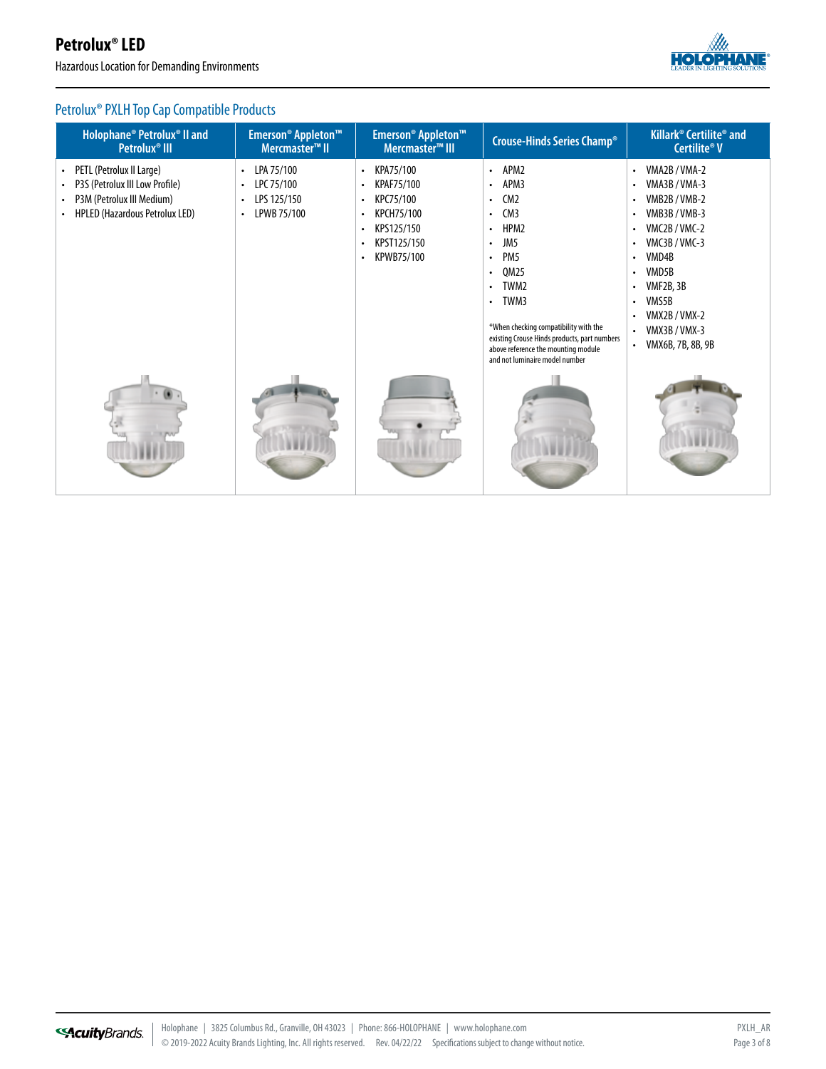## Petrolux® PXLH Top Cap Compatible Products

| Holophane® Petrolux® II and Petrolux® III | Emerson® Appleton™ Mercmaster™ II | Emerson® Appleton™ Mercmaster™ III | Crouse-Hinds Series Champ® | Killark® Certilite® and Certilite® V |
|---|---|---|---|---|
| • PETL (Petrolux II Large)<br>• P3S (Petrolux III Low Profile)<br>• P3M (Petrolux III Medium)<br>• HPLED (Hazardous Petrolux LED) | • LPA 75/100<br>• LPC 75/100<br>• LPS 125/150<br>• LPWB 75/100 | • KPA75/100<br>• KPAF75/100<br>• KPC75/100<br>• KPCH75/100<br>• KPS125/150<br>• KPST125/150<br>• KPWB75/100 | • APM2<br>• APM3<br>• CM2<br>• CM3<br>• HPM2<br>• JM5<br>• PM5<br>• QM25<br>• TWM2<br>• TWM3<br><br>*When checking compatibility with the existing Crouse Hinds products, part numbers above reference the mounting module and not luminaire model number | • VMA2B / VMA-2<br>• VMA3B / VMA-3<br>• VMB2B / VMB-2<br>• VMB3B / VMB-3<br>• VMC2B / VMC-2<br>• VMC3B / VMC-3<br>• VMD4B<br>• VMD5B<br>• VMF2B, 3B<br>• VMS5B<br>• VMX2B / VMX-2<br>• VMX3B / VMX-3<br>• VMX6B, 7B, 8B, 9B |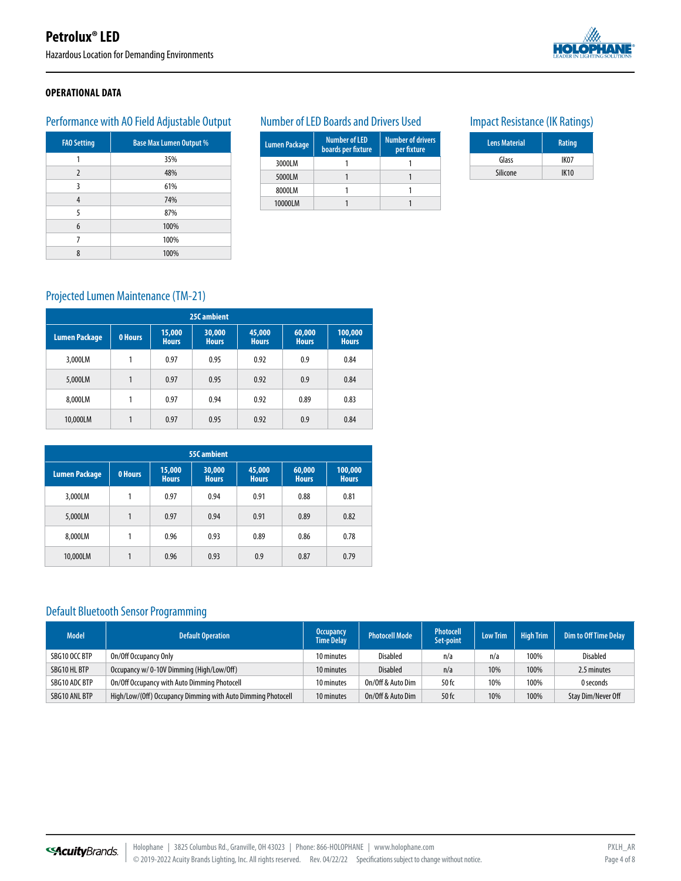## OPERATIONAL DATA

### Performance with AO Field Adjustable Output

| FAO Setting | Base Max Lumen Output % |
|---|---|
| 1 | 35% |
| 2 | 48% |
| 3 | 61% |
| 4 | 74% |
| 5 | 87% |
| 6 | 100% |
| 7 | 100% |
| 8 | 100% |

### Number of LED Boards and Drivers Used

| Lumen Package | Number of LED boards per fixture | Number of drivers per fixture |
|---|---|---|
| 3000LM | 1 | 1 |
| 5000LM | 1 | 1 |
| 8000LM | 1 | 1 |
| 10000LM | 1 | 1 |

### Impact Resistance (IK Ratings)

| Lens Material | Rating |
|---|---|
| Glass | IK07 |
| Silicone | IK10 |

### Projected Lumen Maintenance (TM-21)

| 25C ambient | | | | | | |
|---|---|---|---|---|---|---|
| Lumen Package | 0 Hours | 15,000 Hours | 30,000 Hours | 45,000 Hours | 60,000 Hours | 100,000 Hours |
| 3,000LM | 1 | 0.97 | 0.95 | 0.92 | 0.9 | 0.84 |
| 5,000LM | 1 | 0.97 | 0.95 | 0.92 | 0.9 | 0.84 |
| 8,000LM | 1 | 0.97 | 0.94 | 0.92 | 0.89 | 0.83 |
| 10,000LM | 1 | 0.97 | 0.95 | 0.92 | 0.9 | 0.84 |

| 55C ambient | | | | | | |
|---|---|---|---|---|---|---|
| Lumen Package | 0 Hours | 15,000 Hours | 30,000 Hours | 45,000 Hours | 60,000 Hours | 100,000 Hours |
| 3,000LM | 1 | 0.97 | 0.94 | 0.91 | 0.88 | 0.81 |
| 5,000LM | 1 | 0.97 | 0.94 | 0.91 | 0.89 | 0.82 |
| 8,000LM | 1 | 0.96 | 0.93 | 0.89 | 0.86 | 0.78 |
| 10,000LM | 1 | 0.96 | 0.93 | 0.9 | 0.87 | 0.79 |

### Default Bluetooth Sensor Programming

| Model | Default Operation | Occupancy Time Delay | Photocell Mode | Photocell Set-point | Low Trim | High Trim | Dim to Off Time Delay |
|---|---|---|---|---|---|---|---|
| SBG10 OCC BTP | On/Off Occupancy Only | 10 minutes | Disabled | n/a | n/a | 100% | Disabled |
| SBG10 HL BTP | Occupancy w/ 0-10V Dimming (High/Low/Off) | 10 minutes | Disabled | n/a | 10% | 100% | 2.5 minutes |
| SBG10 ADC BTP | On/Off Occupancy with Auto Dimming Photocell | 10 minutes | On/Off & Auto Dim | 50 fc | 10% | 100% | 0 seconds |
| SBG10 ANL BTP | High/Low/(Off) Occupancy Dimming with Auto Dimming Photocell | 10 minutes | On/Off & Auto Dim | 50 fc | 10% | 100% | Stay Dim/Never Off |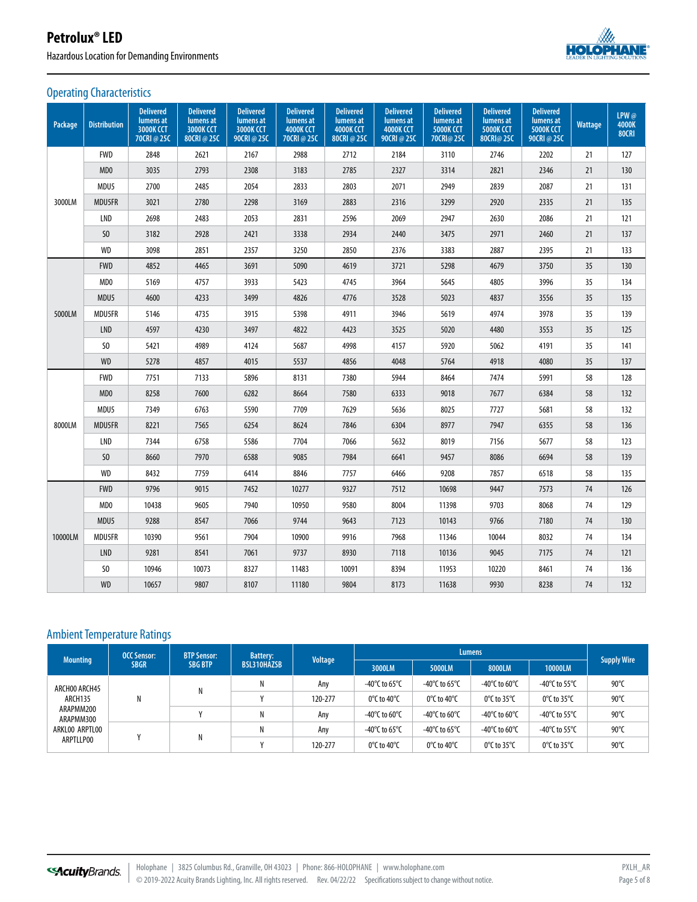## Operating Characteristics

| Package | Distribution | Delivered lumens at 3000K CCT 70CRI @ 25C | Delivered lumens at 3000K CCT 80CRI @ 25C | Delivered lumens at 3000K CCT 90CRI @ 25C | Delivered lumens at 4000K CCT 70CRI @ 25C | Delivered lumens at 4000K CCT 80CRI @ 25C | Delivered lumens at 4000K CCT 90CRI @ 25C | Delivered lumens at 5000K CCT 70CRI@ 25C | Delivered lumens at 5000K CCT 80CRI@ 25C | Delivered lumens at 5000K CCT 90CRI @ 25C | Wattage | LPW @ 4000K 80CRI |
|---|---|---|---|---|---|---|---|---|---|---|---|---|
| 3000LM | FWD | 2848 | 2621 | 2167 | 2988 | 2712 | 2184 | 3110 | 2746 | 2202 | 21 | 127 |
| | MD0 | 3035 | 2793 | 2308 | 3183 | 2785 | 2327 | 3314 | 2821 | 2346 | 21 | 130 |
| | MDU5 | 2700 | 2485 | 2054 | 2833 | 2803 | 2071 | 2949 | 2839 | 2087 | 21 | 131 |
| | MDU5FR | 3021 | 2780 | 2298 | 3169 | 2883 | 2316 | 3299 | 2920 | 2335 | 21 | 135 |
| | LND | 2698 | 2483 | 2053 | 2831 | 2596 | 2069 | 2947 | 2630 | 2086 | 21 | 121 |
| | S0 | 3182 | 2928 | 2421 | 3338 | 2934 | 2440 | 3475 | 2971 | 2460 | 21 | 137 |
| | WD | 3098 | 2851 | 2357 | 3250 | 2850 | 2376 | 3383 | 2887 | 2395 | 21 | 133 |
| 5000LM | FWD | 4852 | 4465 | 3691 | 5090 | 4619 | 3721 | 5298 | 4679 | 3750 | 35 | 130 |
| | MD0 | 5169 | 4757 | 3933 | 5423 | 4745 | 3964 | 5645 | 4805 | 3996 | 35 | 134 |
| | MDU5 | 4600 | 4233 | 3499 | 4826 | 4776 | 3528 | 5023 | 4837 | 3556 | 35 | 135 |
| | MDU5FR | 5146 | 4735 | 3915 | 5398 | 4911 | 3946 | 5619 | 4974 | 3978 | 35 | 139 |
| | LND | 4597 | 4230 | 3497 | 4822 | 4423 | 3525 | 5020 | 4480 | 3553 | 35 | 125 |
| | S0 | 5421 | 4989 | 4124 | 5687 | 4998 | 4157 | 5920 | 5062 | 4191 | 35 | 141 |
| | WD | 5278 | 4857 | 4015 | 5537 | 4856 | 4048 | 5764 | 4918 | 4080 | 35 | 137 |
| 8000LM | FWD | 7751 | 7133 | 5896 | 8131 | 7380 | 5944 | 8464 | 7474 | 5991 | 58 | 128 |
| | MD0 | 8258 | 7600 | 6282 | 8664 | 7580 | 6333 | 9018 | 7677 | 6384 | 58 | 132 |
| | MDU5 | 7349 | 6763 | 5590 | 7709 | 7629 | 5636 | 8025 | 7727 | 5681 | 58 | 132 |
| | MDU5FR | 8221 | 7565 | 6254 | 8624 | 7846 | 6304 | 8977 | 7947 | 6355 | 58 | 136 |
| | LND | 7344 | 6758 | 5586 | 7704 | 7066 | 5632 | 8019 | 7156 | 5677 | 58 | 123 |
| | S0 | 8660 | 7970 | 6588 | 9085 | 7984 | 6641 | 9457 | 8086 | 6694 | 58 | 139 |
| | WD | 8432 | 7759 | 6414 | 8846 | 7757 | 6466 | 9208 | 7857 | 6518 | 58 | 135 |
| 10000LM | FWD | 9796 | 9015 | 7452 | 10277 | 9327 | 7512 | 10698 | 9447 | 7573 | 74 | 126 |
| | MD0 | 10438 | 9605 | 7940 | 10950 | 9580 | 8004 | 11398 | 9703 | 8068 | 74 | 129 |
| | MDU5 | 9288 | 8547 | 7066 | 9744 | 9643 | 7123 | 10143 | 9766 | 7180 | 74 | 130 |
| | MDU5FR | 10390 | 9561 | 7904 | 10900 | 9916 | 7968 | 11346 | 10044 | 8032 | 74 | 134 |
| | LND | 9281 | 8541 | 7061 | 9737 | 8930 | 7118 | 10136 | 9045 | 7175 | 74 | 121 |
| | S0 | 10946 | 10073 | 8327 | 11483 | 10091 | 8394 | 11953 | 10220 | 8461 | 74 | 136 |
| | WD | 10657 | 9807 | 8107 | 11180 | 9804 | 8173 | 11638 | 9930 | 8238 | 74 | 132 |

## Ambient Temperature Ratings

| Mounting | OCC Sensor: SBGR | BTP Sensor: SBG BTP | Battery: BSL310HAZSB | Voltage | Lumens | | | | Supply Wire |
|---|---|---|---|---|---|---|---|---|---|
| | | | | | 3000LM | 5000LM | 8000LM | 10000LM | |
| ARCH00 ARCH45 ARCH135 ARAPMM200 ARAPMM300 ARKL00 ARPTL00 ARPTLP00 | N | N | N | Any | -40°C to 65°C | -40°C to 65°C | -40°C to 60°C | -40°C to 55°C | 90°C |
| | | | Y | 120-277 | 0°C to 40°C | 0°C to 40°C | 0°C to 35°C | 0°C to 35°C | 90°C |
| | | Y | N | Any | -40°C to 60°C | -40°C to 60°C | -40°C to 60°C | -40°C to 55°C | 90°C |
| | Y | N | N | Any | -40°C to 65°C | -40°C to 65°C | -40°C to 60°C | -40°C to 55°C | 90°C |
| | | | Y | 120-277 | 0°C to 40°C | 0°C to 40°C | 0°C to 35°C | 0°C to 35°C | 90°C |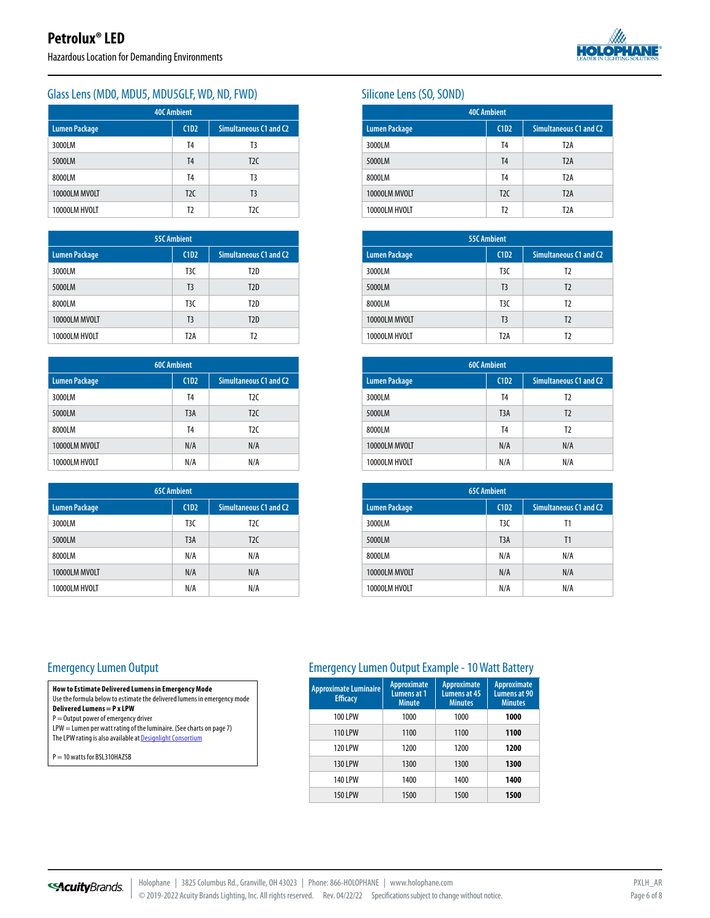## Glass Lens (MD0, MDU5, MDU5GLF, WD, ND, FWD)

| 40C Ambient | | |
|---|---|---|
| **Lumen Package** | **C1D2** | **Simultaneous C1 and C2** |
| 3000LM | T4 | T3 |
| 5000LM | T4 | T2C |
| 8000LM | T4 | T3 |
| 10000LM MVOLT | T2C | T3 |
| 10000LM HVOLT | T2 | T2C |

| 55C Ambient | | |
|---|---|---|
| **Lumen Package** | **C1D2** | **Simultaneous C1 and C2** |
| 3000LM | T3C | T2D |
| 5000LM | T3 | T2D |
| 8000LM | T3C | T2D |
| 10000LM MVOLT | T3 | T2D |
| 10000LM HVOLT | T2A | T2 |

| 60C Ambient | | |
|---|---|---|
| **Lumen Package** | **C1D2** | **Simultaneous C1 and C2** |
| 3000LM | T4 | T2C |
| 5000LM | T3A | T2C |
| 8000LM | T4 | T2C |
| 10000LM MVOLT | N/A | N/A |
| 10000LM HVOLT | N/A | N/A |

| 65C Ambient | | |
|---|---|---|
| **Lumen Package** | **C1D2** | **Simultaneous C1 and C2** |
| 3000LM | T3C | T2C |
| 5000LM | T3A | T2C |
| 8000LM | N/A | N/A |
| 10000LM MVOLT | N/A | N/A |
| 10000LM HVOLT | N/A | N/A |

## Silicone Lens (SO, SOND)

| 40C Ambient | | |
|---|---|---|
| **Lumen Package** | **C1D2** | **Simultaneous C1 and C2** |
| 3000LM | T4 | T2A |
| 5000LM | T4 | T2A |
| 8000LM | T4 | T2A |
| 10000LM MVOLT | T2C | T2A |
| 10000LM HVOLT | T2 | T2A |

| 55C Ambient | | |
|---|---|---|
| **Lumen Package** | **C1D2** | **Simultaneous C1 and C2** |
| 3000LM | T3C | T2 |
| 5000LM | T3 | T2 |
| 8000LM | T3C | T2 |
| 10000LM MVOLT | T3 | T2 |
| 10000LM HVOLT | T2A | T2 |

| 60C Ambient | | |
|---|---|---|
| **Lumen Package** | **C1D2** | **Simultaneous C1 and C2** |
| 3000LM | T4 | T2 |
| 5000LM | T3A | T2 |
| 8000LM | T4 | T2 |
| 10000LM MVOLT | N/A | N/A |
| 10000LM HVOLT | N/A | N/A |

| 65C Ambient | | |
|---|---|---|
| **Lumen Package** | **C1D2** | **Simultaneous C1 and C2** |
| 3000LM | T3C | T1 |
| 5000LM | T3A | T1 |
| 8000LM | N/A | N/A |
| 10000LM MVOLT | N/A | N/A |
| 10000LM HVOLT | N/A | N/A |

## Emergency Lumen Output

**How to Estimate Delivered Lumens in Emergency Mode**
Use the formula below to estimate the delivered lumens in emergency mode
**Delivered Lumens = P x LPW**
P = Output power of emergency driver
LPW = Lumen per watt rating of the luminaire. (See charts on page 7)
The LPW rating is also available at Designlight Consortium

P = 10 watts for BSL310HAZSB

## Emergency Lumen Output Example - 10 Watt Battery

| Approximate Luminaire Efficacy | Approximate Lumens at 1 Minute | Approximate Lumens at 45 Minutes | Approximate Lumens at 90 Minutes |
|---|---|---|---|
| 100 LPW | 1000 | 1000 | **1000** |
| 110 LPW | 1100 | 1100 | **1100** |
| 120 LPW | 1200 | 1200 | **1200** |
| 130 LPW | 1300 | 1300 | **1300** |
| 140 LPW | 1400 | 1400 | **1400** |
| 150 LPW | 1500 | 1500 | **1500** |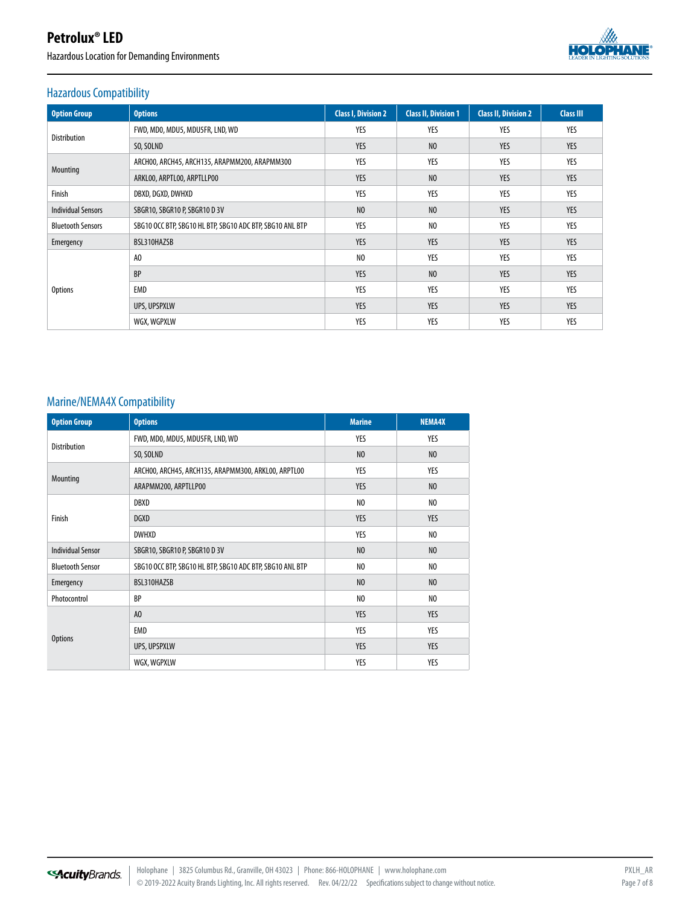## Hazardous Compatibility

| Option Group | Options | Class I, Division 2 | Class II, Division 1 | Class II, Division 2 | Class III |
|---|---|---|---|---|---|
| Distribution | FWD, MDO, MDU5, MDU5FR, LND, WD | YES | YES | YES | YES |
| | SO, SOLND | YES | NO | YES | YES |
| Mounting | ARCH00, ARCH45, ARCH135, ARAPMM200, ARAPMM300 | YES | YES | YES | YES |
| | ARKL00, ARPTL00, ARPTLLP00 | YES | NO | YES | YES |
| Finish | DBXD, DGXD, DWHXD | YES | YES | YES | YES |
| Individual Sensors | SBGR10, SBGR10 P, SBGR10 D 3V | NO | NO | YES | YES |
| Bluetooth Sensors | SBG10 OCC BTP, SBG10 HL BTP, SBG10 ADC BTP, SBG10 ANL BTP | YES | NO | YES | YES |
| Emergency | BSL310HAZSB | YES | YES | YES | YES |
| Options | AO | NO | YES | YES | YES |
| | BP | YES | NO | YES | YES |
| | EMD | YES | YES | YES | YES |
| | UPS, UPSPXLW | YES | YES | YES | YES |
| | WGX, WGPXLW | YES | YES | YES | YES |

## Marine/NEMA4X Compatibility

| Option Group | Options | Marine | NEMA4X |
|---|---|---|---|
| Distribution | FWD, MDO, MDU5, MDU5FR, LND, WD | YES | YES |
| | SO, SOLND | NO | NO |
| Mounting | ARCH00, ARCH45, ARCH135, ARAPMM300, ARKL00, ARPTL00 | YES | YES |
| | ARAPMM200, ARPTLLP00 | YES | NO |
| Finish | DBXD | NO | NO |
| | DGXD | YES | YES |
| | DWHXD | YES | NO |
| Individual Sensor | SBGR10, SBGR10 P, SBGR10 D 3V | NO | NO |
| Bluetooth Sensor | SBG10 OCC BTP, SBG10 HL BTP, SBG10 ADC BTP, SBG10 ANL BTP | NO | NO |
| Emergency | BSL310HAZSB | NO | NO |
| Photocontrol | BP | NO | NO |
| Options | AO | YES | YES |
| | EMD | YES | YES |
| | UPS, UPSPXLW | YES | YES |
| | WGX, WGPXLW | YES | YES |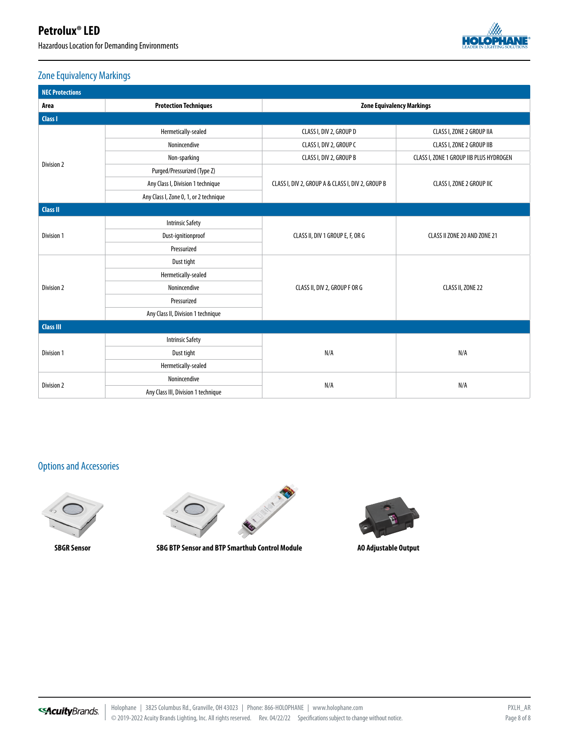## Zone Equivalency Markings

| NEC Protections | | | |
|---|---|---|---|
| **Area** | **Protection Techniques** | **Zone Equivalency Markings** | |
| **Class I** | | | |
| Division 2 | Hermetically-sealed | CLASS I, DIV 2, GROUP D | CLASS I, ZONE 2 GROUP IIA |
| | Nonincendive | CLASS I, DIV 2, GROUP C | CLASS I, ZONE 2 GROUP IIB |
| | Non-sparking | CLASS I, DIV 2, GROUP B | CLASS I, ZONE 1 GROUP IIB PLUS HYDROGEN |
| | Purged/Pressurized (Type Z) | CLASS I, DIV 2, GROUP A & CLASS I, DIV 2, GROUP B | CLASS I, ZONE 2 GROUP IIC |
| | Any Class I, Division 1 technique | | |
| | Any Class I, Zone 0, 1, or 2 technique | | |
| **Class II** | | | |
| Division 1 | Intrinsic Safety | CLASS II, DIV 1 GROUP E, F, OR G | CLASS II ZONE 20 AND ZONE 21 |
| | Dust-ignitionproof | | |
| | Pressurized | | |
| Division 2 | Dust tight | CLASS II, DIV 2, GROUP F OR G | CLASS II, ZONE 22 |
| | Hermetically-sealed | | |
| | Nonincendive | | |
| | Pressurized | | |
| | Any Class II, Division 1 technique | | |
| **Class III** | | | |
| Division 1 | Intrinsic Safety | N/A | N/A |
| | Dust tight | | |
| | Hermetically-sealed | | |
| Division 2 | Nonincendive | N/A | N/A |
| | Any Class III, Division 1 technique | | |

## Options and Accessories

**SBGR Sensor**

**SBG BTP Sensor and BTP Smarthub Control Module**

**AO Adjustable Output**